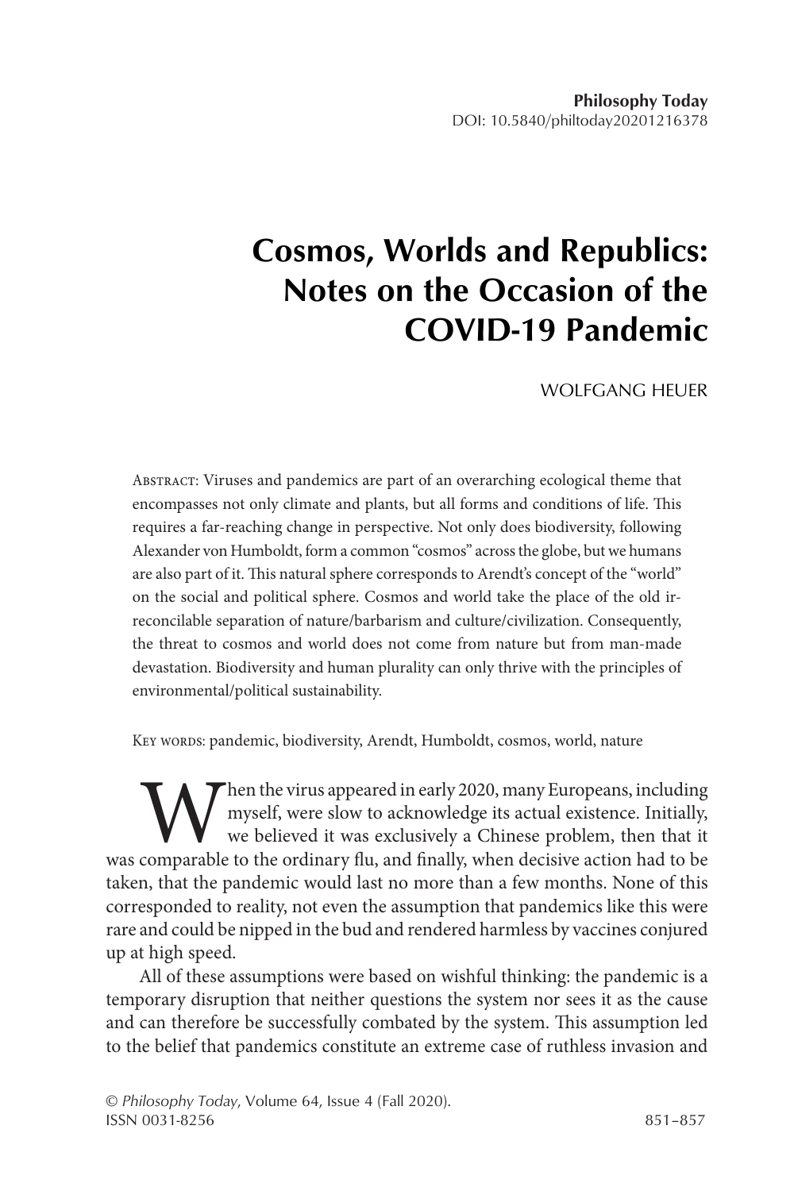# Cosmos, Worlds and Republics: Notes on the Occasion of the COVID-19 Pandemic

WOLFGANG HEUER

Abstract: Viruses and pandemics are part of an overarching ecological theme that encompasses not only climate and plants, but all forms and conditions of life. This requires a far-reaching change in perspective. Not only does biodiversity, following Alexander von Humboldt, form a common "cosmos" across the globe, but we humans are also part of it. This natural sphere corresponds to Arendt's concept of the "world" on the social and political sphere. Cosmos and world take the place of the old irreconcilable separation of nature/barbarism and culture/civilization. Consequently, the threat to cosmos and world does not come from nature but from man-made devastation. Biodiversity and human plurality can only thrive with the principles of environmental/political sustainability.

Key words: pandemic, biodiversity, Arendt, Humboldt, cosmos, world, nature

When the virus appeared in early 2020, many Europeans, including myself, were slow to acknowledge its actual existence. Initially, we believed it was exclusively a Chinese problem, then that it was comparable to the ordinary flu, and finally, when decisive action had to be taken, that the pandemic would last no more than a few months. None of this corresponded to reality, not even the assumption that pandemics like this were rare and could be nipped in the bud and rendered harmless by vaccines conjured up at high speed.

All of these assumptions were based on wishful thinking: the pandemic is a temporary disruption that neither questions the system nor sees it as the cause and can therefore be successfully combated by the system. This assumption led to the belief that pandemics constitute an extreme case of ruthless invasion and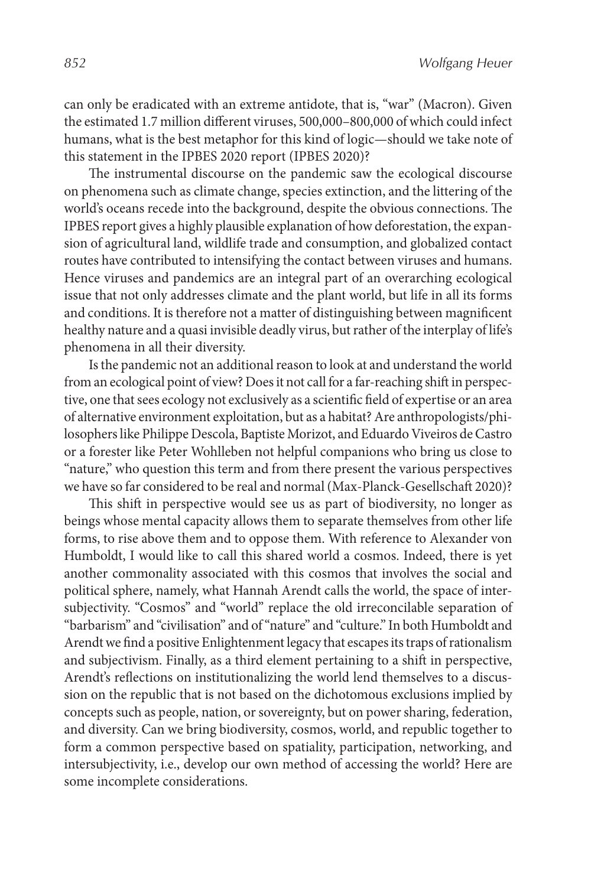can only be eradicated with an extreme antidote, that is, "war" (Macron). Given the estimated 1.7 million different viruses, 500,000–800,000 of which could infect humans, what is the best metaphor for this kind of logic—should we take note of this statement in the IPBES 2020 report (IPBES 2020)?

The instrumental discourse on the pandemic saw the ecological discourse on phenomena such as climate change, species extinction, and the littering of the world's oceans recede into the background, despite the obvious connections. The IPBES report gives a highly plausible explanation of how deforestation, the expansion of agricultural land, wildlife trade and consumption, and globalized contact routes have contributed to intensifying the contact between viruses and humans. Hence viruses and pandemics are an integral part of an overarching ecological issue that not only addresses climate and the plant world, but life in all its forms and conditions. It is therefore not a matter of distinguishing between magnificent healthy nature and a quasi invisible deadly virus, but rather of the interplay of life's phenomena in all their diversity.

Is the pandemic not an additional reason to look at and understand the world from an ecological point of view? Does it not call for a far-reaching shift in perspective, one that sees ecology not exclusively as a scientific field of expertise or an area of alternative environment exploitation, but as a habitat? Are anthropologists/philosophers like Philippe Descola, Baptiste Morizot, and Eduardo Viveiros de Castro or a forester like Peter Wohlleben not helpful companions who bring us close to "nature," who question this term and from there present the various perspectives we have so far considered to be real and normal (Max-Planck-Gesellschaft 2020)?

This shift in perspective would see us as part of biodiversity, no longer as beings whose mental capacity allows them to separate themselves from other life forms, to rise above them and to oppose them. With reference to Alexander von Humboldt, I would like to call this shared world a cosmos. Indeed, there is yet another commonality associated with this cosmos that involves the social and political sphere, namely, what Hannah Arendt calls the world, the space of intersubjectivity. "Cosmos" and "world" replace the old irreconcilable separation of "barbarism" and "civilisation" and of "nature" and "culture." In both Humboldt and Arendt we find a positive Enlightenment legacy that escapes its traps of rationalism and subjectivism. Finally, as a third element pertaining to a shift in perspective, Arendt's reflections on institutionalizing the world lend themselves to a discussion on the republic that is not based on the dichotomous exclusions implied by concepts such as people, nation, or sovereignty, but on power sharing, federation, and diversity. Can we bring biodiversity, cosmos, world, and republic together to form a common perspective based on spatiality, participation, networking, and intersubjectivity, i.e., develop our own method of accessing the world? Here are some incomplete considerations.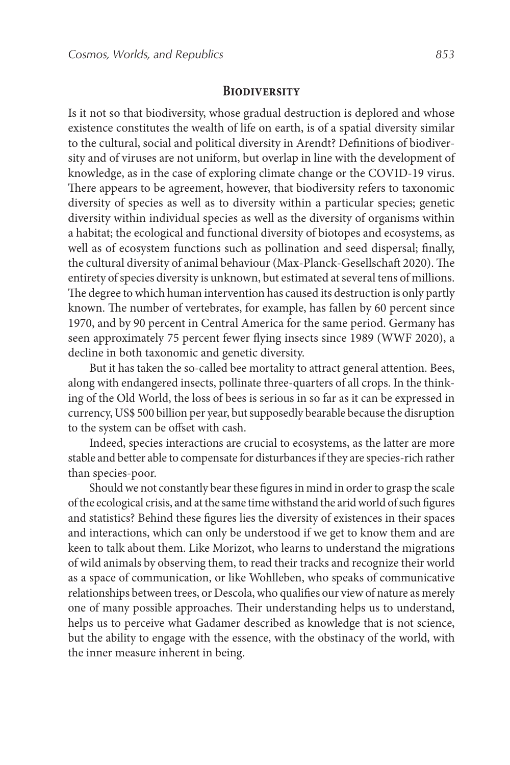## Biodiversity

Is it not so that biodiversity, whose gradual destruction is deplored and whose existence constitutes the wealth of life on earth, is of a spatial diversity similar to the cultural, social and political diversity in Arendt? Definitions of biodiversity and of viruses are not uniform, but overlap in line with the development of knowledge, as in the case of exploring climate change or the COVID-19 virus. There appears to be agreement, however, that biodiversity refers to taxonomic diversity of species as well as to diversity within a particular species; genetic diversity within individual species as well as the diversity of organisms within a habitat; the ecological and functional diversity of biotopes and ecosystems, as well as of ecosystem functions such as pollination and seed dispersal; finally, the cultural diversity of animal behaviour (Max-Planck-Gesellschaft 2020). The entirety of species diversity is unknown, but estimated at several tens of millions. The degree to which human intervention has caused its destruction is only partly known. The number of vertebrates, for example, has fallen by 60 percent since 1970, and by 90 percent in Central America for the same period. Germany has seen approximately 75 percent fewer flying insects since 1989 (WWF 2020), a decline in both taxonomic and genetic diversity.

But it has taken the so-called bee mortality to attract general attention. Bees, along with endangered insects, pollinate three-quarters of all crops. In the thinking of the Old World, the loss of bees is serious in so far as it can be expressed in currency, US$ 500 billion per year, but supposedly bearable because the disruption to the system can be offset with cash.

Indeed, species interactions are crucial to ecosystems, as the latter are more stable and better able to compensate for disturbances if they are species-rich rather than species-poor.

Should we not constantly bear these figures in mind in order to grasp the scale of the ecological crisis, and at the same time withstand the arid world of such figures and statistics? Behind these figures lies the diversity of existences in their spaces and interactions, which can only be understood if we get to know them and are keen to talk about them. Like Morizot, who learns to understand the migrations of wild animals by observing them, to read their tracks and recognize their world as a space of communication, or like Wohlleben, who speaks of communicative relationships between trees, or Descola, who qualifies our view of nature as merely one of many possible approaches. Their understanding helps us to understand, helps us to perceive what Gadamer described as knowledge that is not science, but the ability to engage with the essence, with the obstinacy of the world, with the inner measure inherent in being.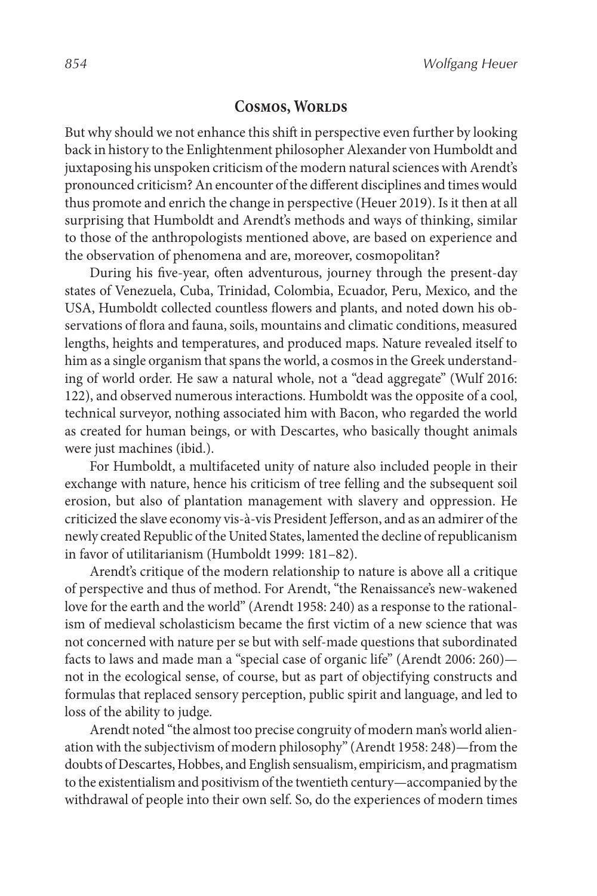## Cosmos, Worlds

But why should we not enhance this shift in perspective even further by looking back in history to the Enlightenment philosopher Alexander von Humboldt and juxtaposing his unspoken criticism of the modern natural sciences with Arendt's pronounced criticism? An encounter of the different disciplines and times would thus promote and enrich the change in perspective (Heuer 2019). Is it then at all surprising that Humboldt and Arendt's methods and ways of thinking, similar to those of the anthropologists mentioned above, are based on experience and the observation of phenomena and are, moreover, cosmopolitan?

During his five-year, often adventurous, journey through the present-day states of Venezuela, Cuba, Trinidad, Colombia, Ecuador, Peru, Mexico, and the USA, Humboldt collected countless flowers and plants, and noted down his observations of flora and fauna, soils, mountains and climatic conditions, measured lengths, heights and temperatures, and produced maps. Nature revealed itself to him as a single organism that spans the world, a cosmos in the Greek understanding of world order. He saw a natural whole, not a "dead aggregate" (Wulf 2016: 122), and observed numerous interactions. Humboldt was the opposite of a cool, technical surveyor, nothing associated him with Bacon, who regarded the world as created for human beings, or with Descartes, who basically thought animals were just machines (ibid.).

For Humboldt, a multifaceted unity of nature also included people in their exchange with nature, hence his criticism of tree felling and the subsequent soil erosion, but also of plantation management with slavery and oppression. He criticized the slave economy vis-à-vis President Jefferson, and as an admirer of the newly created Republic of the United States, lamented the decline of republicanism in favor of utilitarianism (Humboldt 1999: 181–82).

Arendt's critique of the modern relationship to nature is above all a critique of perspective and thus of method. For Arendt, "the Renaissance's new-wakened love for the earth and the world" (Arendt 1958: 240) as a response to the rationalism of medieval scholasticism became the first victim of a new science that was not concerned with nature per se but with self-made questions that subordinated facts to laws and made man a "special case of organic life" (Arendt 2006: 260)—not in the ecological sense, of course, but as part of objectifying constructs and formulas that replaced sensory perception, public spirit and language, and led to loss of the ability to judge.

Arendt noted "the almost too precise congruity of modern man's world alienation with the subjectivism of modern philosophy" (Arendt 1958: 248)—from the doubts of Descartes, Hobbes, and English sensualism, empiricism, and pragmatism to the existentialism and positivism of the twentieth century—accompanied by the withdrawal of people into their own self. So, do the experiences of modern times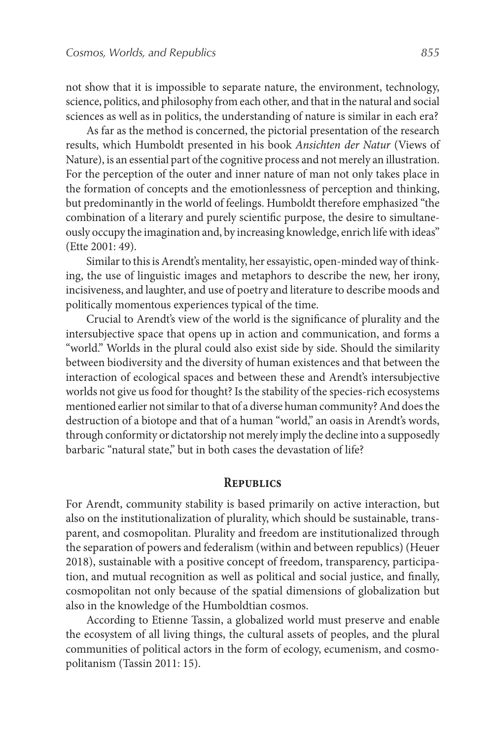not show that it is impossible to separate nature, the environment, technology, science, politics, and philosophy from each other, and that in the natural and social sciences as well as in politics, the understanding of nature is similar in each era?

As far as the method is concerned, the pictorial presentation of the research results, which Humboldt presented in his book *Ansichten der Natur* (Views of Nature), is an essential part of the cognitive process and not merely an illustration. For the perception of the outer and inner nature of man not only takes place in the formation of concepts and the emotionlessness of perception and thinking, but predominantly in the world of feelings. Humboldt therefore emphasized "the combination of a literary and purely scientific purpose, the desire to simultaneously occupy the imagination and, by increasing knowledge, enrich life with ideas" (Ette 2001: 49).

Similar to this is Arendt's mentality, her essayistic, open-minded way of thinking, the use of linguistic images and metaphors to describe the new, her irony, incisiveness, and laughter, and use of poetry and literature to describe moods and politically momentous experiences typical of the time.

Crucial to Arendt's view of the world is the significance of plurality and the intersubjective space that opens up in action and communication, and forms a "world." Worlds in the plural could also exist side by side. Should the similarity between biodiversity and the diversity of human existences and that between the interaction of ecological spaces and between these and Arendt's intersubjective worlds not give us food for thought? Is the stability of the species-rich ecosystems mentioned earlier not similar to that of a diverse human community? And does the destruction of a biotope and that of a human "world," an oasis in Arendt's words, through conformity or dictatorship not merely imply the decline into a supposedly barbaric "natural state," but in both cases the devastation of life?

## Republics

For Arendt, community stability is based primarily on active interaction, but also on the institutionalization of plurality, which should be sustainable, transparent, and cosmopolitan. Plurality and freedom are institutionalized through the separation of powers and federalism (within and between republics) (Heuer 2018), sustainable with a positive concept of freedom, transparency, participation, and mutual recognition as well as political and social justice, and finally, cosmopolitan not only because of the spatial dimensions of globalization but also in the knowledge of the Humboldtian cosmos.

According to Etienne Tassin, a globalized world must preserve and enable the ecosystem of all living things, the cultural assets of peoples, and the plural communities of political actors in the form of ecology, ecumenism, and cosmopolitanism (Tassin 2011: 15).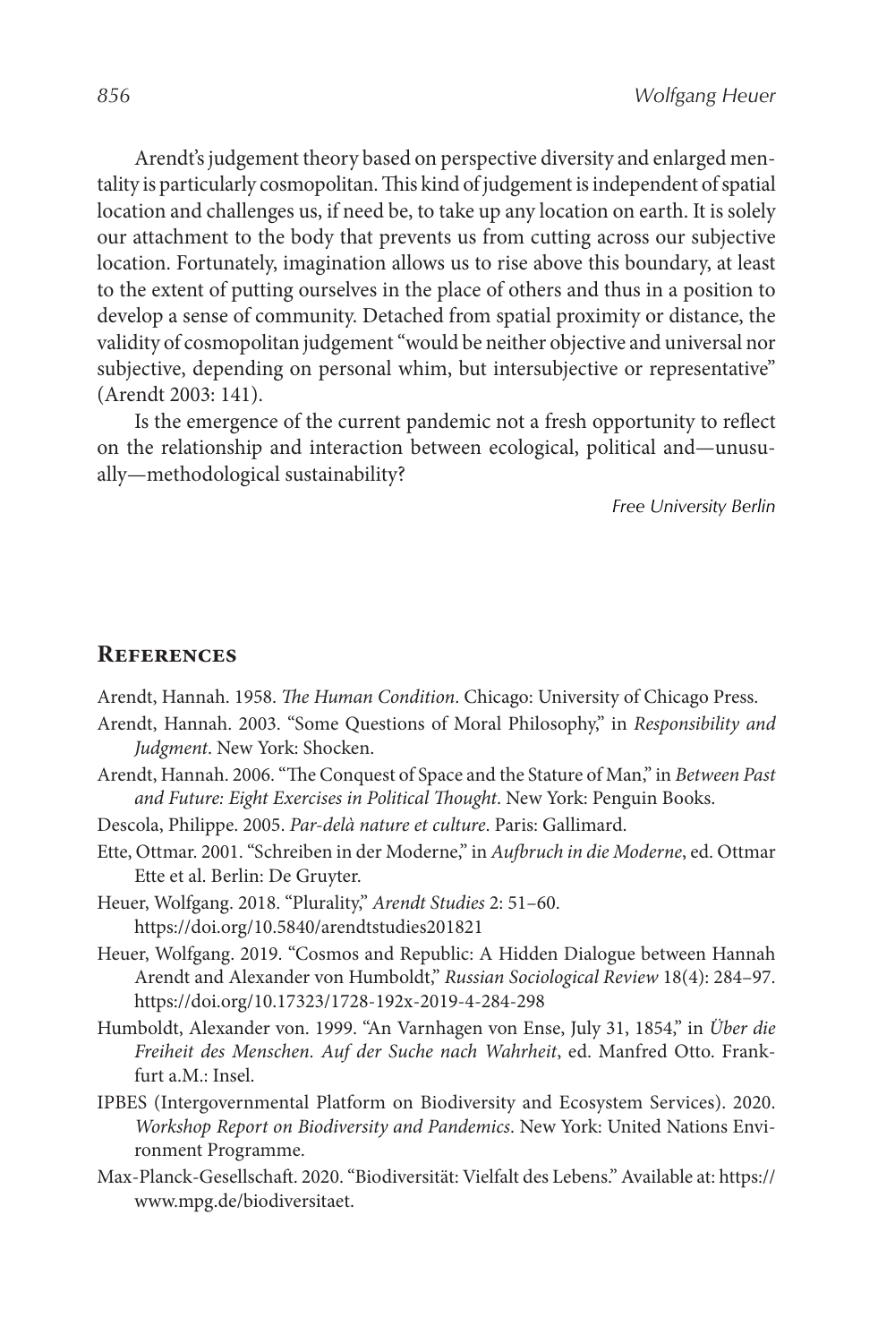Arendt's judgement theory based on perspective diversity and enlarged mentality is particularly cosmopolitan. This kind of judgement is independent of spatial location and challenges us, if need be, to take up any location on earth. It is solely our attachment to the body that prevents us from cutting across our subjective location. Fortunately, imagination allows us to rise above this boundary, at least to the extent of putting ourselves in the place of others and thus in a position to develop a sense of community. Detached from spatial proximity or distance, the validity of cosmopolitan judgement "would be neither objective and universal nor subjective, depending on personal whim, but intersubjective or representative" (Arendt 2003: 141).

Is the emergence of the current pandemic not a fresh opportunity to reflect on the relationship and interaction between ecological, political and—unusually—methodological sustainability?

*Free University Berlin*

## References

Arendt, Hannah. 1958. *The Human Condition*. Chicago: University of Chicago Press.

Arendt, Hannah. 2003. "Some Questions of Moral Philosophy," in *Responsibility and Judgment*. New York: Shocken.

Arendt, Hannah. 2006. "The Conquest of Space and the Stature of Man," in *Between Past and Future: Eight Exercises in Political Thought*. New York: Penguin Books.

Descola, Philippe. 2005. *Par-delà nature et culture*. Paris: Gallimard.

Ette, Ottmar. 2001. "Schreiben in der Moderne," in *Aufbruch in die Moderne*, ed. Ottmar Ette et al. Berlin: De Gruyter.

Heuer, Wolfgang. 2018. "Plurality," *Arendt Studies* 2: 51–60. https://doi.org/10.5840/arendtstudies201821

Heuer, Wolfgang. 2019. "Cosmos and Republic: A Hidden Dialogue between Hannah Arendt and Alexander von Humboldt," *Russian Sociological Review* 18(4): 284–97. https://doi.org/10.17323/1728-192x-2019-4-284-298

Humboldt, Alexander von. 1999. "An Varnhagen von Ense, July 31, 1854," in *Über die Freiheit des Menschen. Auf der Suche nach Wahrheit*, ed. Manfred Otto. Frankfurt a.M.: Insel.

IPBES (Intergovernmental Platform on Biodiversity and Ecosystem Services). 2020. *Workshop Report on Biodiversity and Pandemics*. New York: United Nations Environment Programme.

Max-Planck-Gesellschaft. 2020. "Biodiversität: Vielfalt des Lebens." Available at: https://www.mpg.de/biodiversitaet.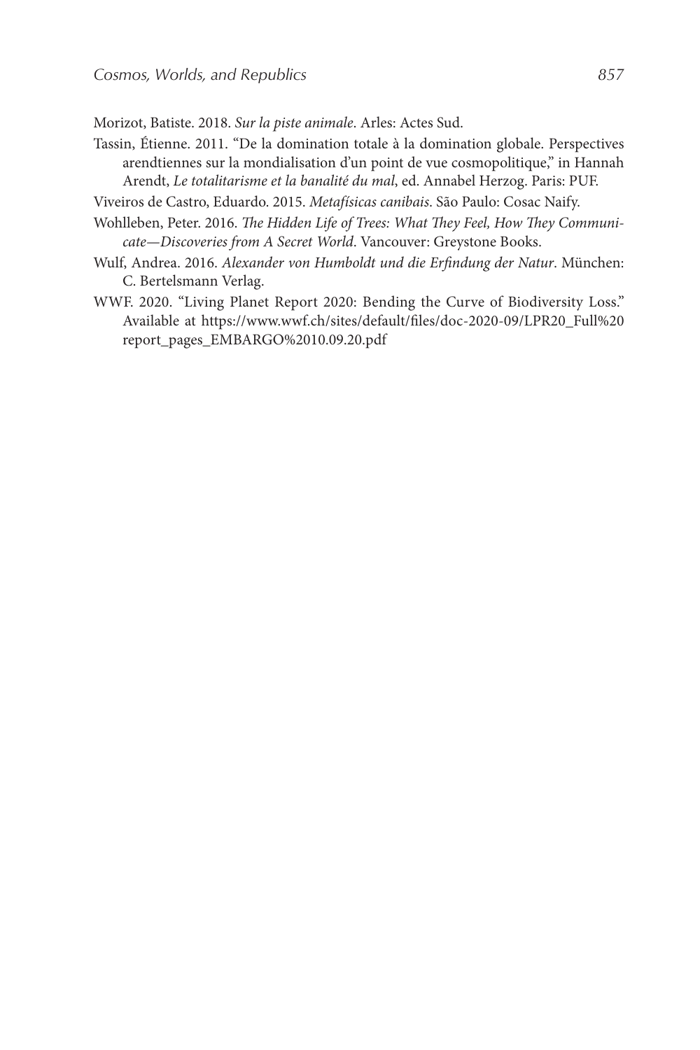Morizot, Batiste. 2018. *Sur la piste animale*. Arles: Actes Sud.

Tassin, Étienne. 2011. "De la domination totale à la domination globale. Perspectives arendtiennes sur la mondialisation d'un point de vue cosmopolitique," in Hannah Arendt, *Le totalitarisme et la banalité du mal*, ed. Annabel Herzog. Paris: PUF.

Viveiros de Castro, Eduardo. 2015. *Metafísicas canibais*. São Paulo: Cosac Naify.

Wohlleben, Peter. 2016. *The Hidden Life of Trees: What They Feel, How They Communicate—Discoveries from A Secret World*. Vancouver: Greystone Books.

Wulf, Andrea. 2016. *Alexander von Humboldt und die Erfindung der Natur*. München: C. Bertelsmann Verlag.

WWF. 2020. "Living Planet Report 2020: Bending the Curve of Biodiversity Loss." Available at https://www.wwf.ch/sites/default/files/doc-2020-09/LPR20_Full%20report_pages_EMBARGO%2010.09.20.pdf